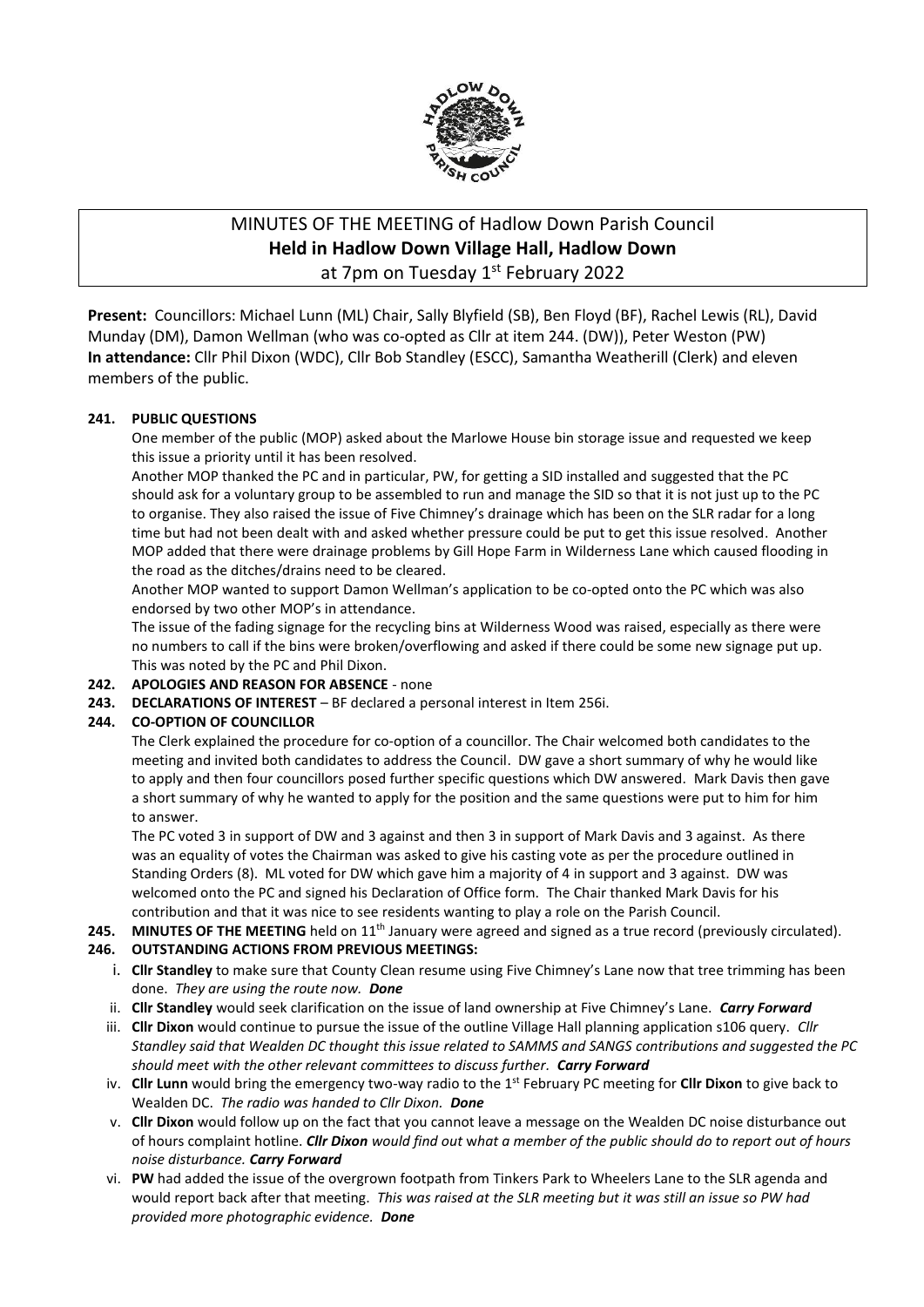# MINUTES OF THE MEETING of Hadlow Down Parish Council

## Held in Hadlow Down Village Hall, Hadlow Down

at 7pm on Tuesday 1st February 2022

**Present:** Councillors: Michael Lunn (ML) Chair, Sally Blyfield (SB), Ben Floyd (BF), Rachel Lewis (RL), David Munday (DM), Damon Wellman (who was co-opted as Cllr at item 244. (DW)), Peter Weston (PW)
**In attendance:** Cllr Phil Dixon (WDC), Cllr Bob Standley (ESCC), Samantha Weatherill (Clerk) and eleven members of the public.

**241. PUBLIC QUESTIONS**

One member of the public (MOP) asked about the Marlowe House bin storage issue and requested we keep this issue a priority until it has been resolved.

Another MOP thanked the PC and in particular, PW, for getting a SID installed and suggested that the PC should ask for a voluntary group to be assembled to run and manage the SID so that it is not just up to the PC to organise. They also raised the issue of Five Chimney's drainage which has been on the SLR radar for a long time but had not been dealt with and asked whether pressure could be put to get this issue resolved. Another MOP added that there were drainage problems by Gill Hope Farm in Wilderness Lane which caused flooding in the road as the ditches/drains need to be cleared.

Another MOP wanted to support Damon Wellman's application to be co-opted onto the PC which was also endorsed by two other MOP's in attendance.

The issue of the fading signage for the recycling bins at Wilderness Wood was raised, especially as there were no numbers to call if the bins were broken/overflowing and asked if there could be some new signage put up. This was noted by the PC and Phil Dixon.

**242. APOLOGIES AND REASON FOR ABSENCE** - none

**243. DECLARATIONS OF INTEREST** – BF declared a personal interest in Item 256i.

**244. CO-OPTION OF COUNCILLOR**

The Clerk explained the procedure for co-option of a councillor. The Chair welcomed both candidates to the meeting and invited both candidates to address the Council. DW gave a short summary of why he would like to apply and then four councillors posed further specific questions which DW answered. Mark Davis then gave a short summary of why he wanted to apply for the position and the same questions were put to him for him to answer.

The PC voted 3 in support of DW and 3 against and then 3 in support of Mark Davis and 3 against. As there was an equality of votes the Chairman was asked to give his casting vote as per the procedure outlined in Standing Orders (8). ML voted for DW which gave him a majority of 4 in support and 3 against. DW was welcomed onto the PC and signed his Declaration of Office form. The Chair thanked Mark Davis for his contribution and that it was nice to see residents wanting to play a role on the Parish Council.

**245. MINUTES OF THE MEETING** held on 11th January were agreed and signed as a true record (previously circulated).

**246. OUTSTANDING ACTIONS FROM PREVIOUS MEETINGS:**

i. **Cllr Standley** to make sure that County Clean resume using Five Chimney's Lane now that tree trimming has been done. *They are using the route now.* ***Done***

ii. **Cllr Standley** would seek clarification on the issue of land ownership at Five Chimney's Lane. ***Carry Forward***

iii. **Cllr Dixon** would continue to pursue the issue of the outline Village Hall planning application s106 query. *Cllr Standley said that Wealden DC thought this issue related to SAMMS and SANGS contributions and suggested the PC should meet with the other relevant committees to discuss further.* ***Carry Forward***

iv. **Cllr Lunn** would bring the emergency two-way radio to the 1st February PC meeting for **Cllr Dixon** to give back to Wealden DC. *The radio was handed to Cllr Dixon.* ***Done***

v. **Cllr Dixon** would follow up on the fact that you cannot leave a message on the Wealden DC noise disturbance out of hours complaint hotline. ***Cllr Dixon*** *would find out what a member of the public should do to report out of hours noise disturbance.* ***Carry Forward***

vi. **PW** had added the issue of the overgrown footpath from Tinkers Park to Wheelers Lane to the SLR agenda and would report back after that meeting. *This was raised at the SLR meeting but it was still an issue so PW had provided more photographic evidence.* ***Done***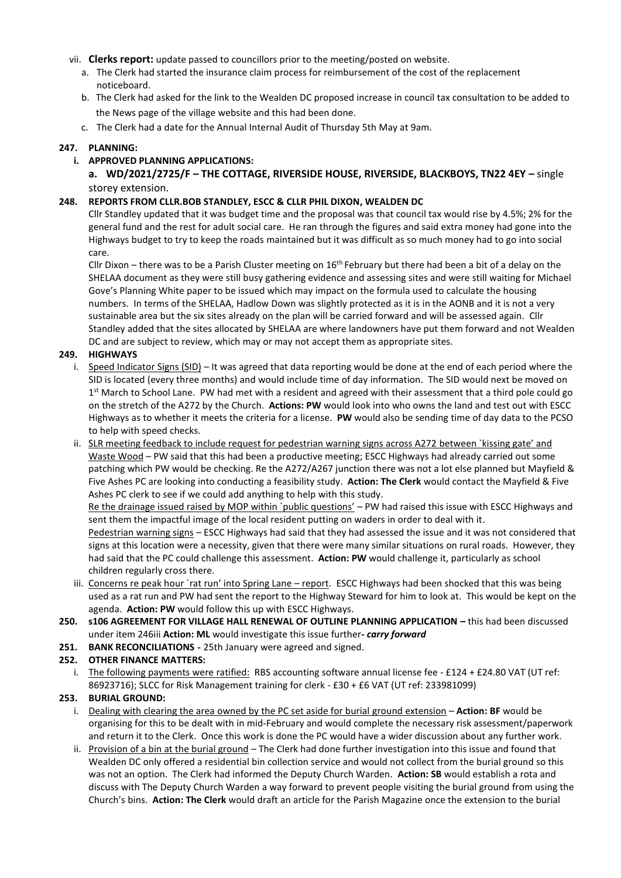vii. **Clerks report:** update passed to councillors prior to the meeting/posted on website.

a. The Clerk had started the insurance claim process for reimbursement of the cost of the replacement noticeboard.

b. The Clerk had asked for the link to the Wealden DC proposed increase in council tax consultation to be added to the News page of the village website and this had been done.

c. The Clerk had a date for the Annual Internal Audit of Thursday 5th May at 9am.

**247. PLANNING:**

**i. APPROVED PLANNING APPLICATIONS:**

**a. WD/2021/2725/F – THE COTTAGE, RIVERSIDE HOUSE, RIVERSIDE, BLACKBOYS, TN22 4EY –** single storey extension.

**248. REPORTS FROM CLLR.BOB STANDLEY, ESCC & CLLR PHIL DIXON, WEALDEN DC**

Cllr Standley updated that it was budget time and the proposal was that council tax would rise by 4.5%; 2% for the general fund and the rest for adult social care. He ran through the figures and said extra money had gone into the Highways budget to try to keep the roads maintained but it was difficult as so much money had to go into social care.

Cllr Dixon – there was to be a Parish Cluster meeting on 16th February but there had been a bit of a delay on the SHELAA document as they were still busy gathering evidence and assessing sites and were still waiting for Michael Gove's Planning White paper to be issued which may impact on the formula used to calculate the housing numbers. In terms of the SHELAA, Hadlow Down was slightly protected as it is in the AONB and it is not a very sustainable area but the six sites already on the plan will be carried forward and will be assessed again. Cllr Standley added that the sites allocated by SHELAA are where landowners have put them forward and not Wealden DC and are subject to review, which may or may not accept them as appropriate sites.

**249. HIGHWAYS**

i. Speed Indicator Signs (SID) – It was agreed that data reporting would be done at the end of each period where the SID is located (every three months) and would include time of day information. The SID would next be moved on 1st March to School Lane. PW had met with a resident and agreed with their assessment that a third pole could go on the stretch of the A272 by the Church. **Actions: PW** would look into who owns the land and test out with ESCC Highways as to whether it meets the criteria for a license. **PW** would also be sending time of day data to the PCSO to help with speed checks.

ii. SLR meeting feedback to include request for pedestrian warning signs across A272 between `kissing gate' and Waste Wood – PW said that this had been a productive meeting; ESCC Highways had already carried out some patching which PW would be checking. Re the A272/A267 junction there was not a lot else planned but Mayfield & Five Ashes PC are looking into conducting a feasibility study. **Action: The Clerk** would contact the Mayfield & Five Ashes PC clerk to see if we could add anything to help with this study.

Re the drainage issued raised by MOP within `public questions' – PW had raised this issue with ESCC Highways and sent them the impactful image of the local resident putting on waders in order to deal with it.

Pedestrian warning signs – ESCC Highways had said that they had assessed the issue and it was not considered that signs at this location were a necessity, given that there were many similar situations on rural roads. However, they had said that the PC could challenge this assessment. **Action: PW** would challenge it, particularly as school children regularly cross there.

iii. Concerns re peak hour `rat run' into Spring Lane – report. ESCC Highways had been shocked that this was being used as a rat run and PW had sent the report to the Highway Steward for him to look at. This would be kept on the agenda. **Action: PW** would follow this up with ESCC Highways.

**250. s106 AGREEMENT FOR VILLAGE HALL RENEWAL OF OUTLINE PLANNING APPLICATION –** this had been discussed under item 246iii **Action: ML** would investigate this issue further***- carry forward***

**251. BANK RECONCILIATIONS** - 25th January were agreed and signed.

**252. OTHER FINANCE MATTERS:**

i. The following payments were ratified: RBS accounting software annual license fee - £124 + £24.80 VAT (UT ref: 86923716); SLCC for Risk Management training for clerk - £30 + £6 VAT (UT ref: 233981099)

**253. BURIAL GROUND:**

i. Dealing with clearing the area owned by the PC set aside for burial ground extension – **Action: BF** would be organising for this to be dealt with in mid-February and would complete the necessary risk assessment/paperwork and return it to the Clerk. Once this work is done the PC would have a wider discussion about any further work.

ii. Provision of a bin at the burial ground – The Clerk had done further investigation into this issue and found that Wealden DC only offered a residential bin collection service and would not collect from the burial ground so this was not an option. The Clerk had informed the Deputy Church Warden. **Action: SB** would establish a rota and discuss with The Deputy Church Warden a way forward to prevent people visiting the burial ground from using the Church's bins. **Action: The Clerk** would draft an article for the Parish Magazine once the extension to the burial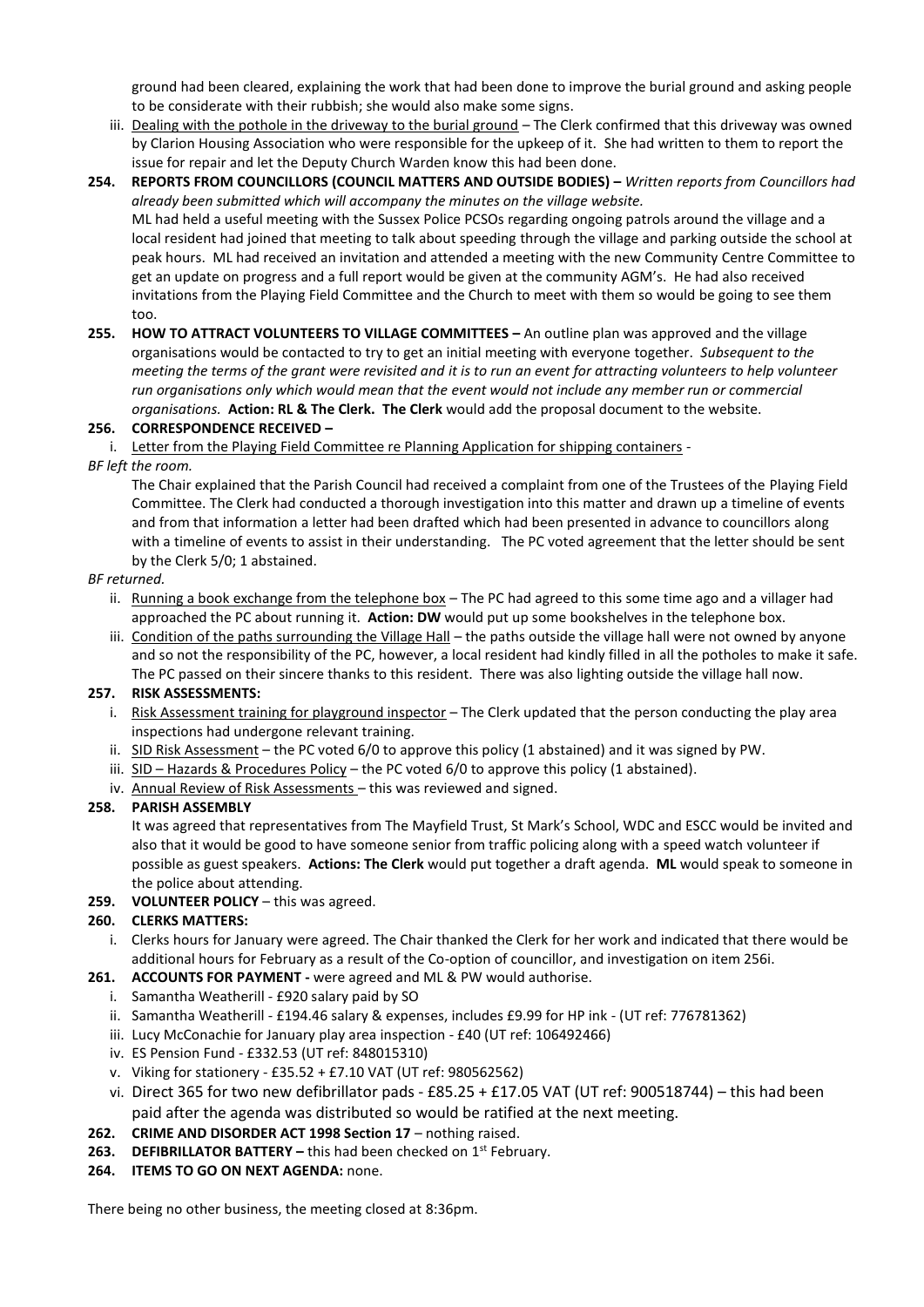ground had been cleared, explaining the work that had been done to improve the burial ground and asking people to be considerate with their rubbish; she would also make some signs.

iii. Dealing with the pothole in the driveway to the burial ground – The Clerk confirmed that this driveway was owned by Clarion Housing Association who were responsible for the upkeep of it. She had written to them to report the issue for repair and let the Deputy Church Warden know this had been done.

**254. REPORTS FROM COUNCILLORS (COUNCIL MATTERS AND OUTSIDE BODIES) –** *Written reports from Councillors had already been submitted which will accompany the minutes on the village website.*

ML had held a useful meeting with the Sussex Police PCSOs regarding ongoing patrols around the village and a local resident had joined that meeting to talk about speeding through the village and parking outside the school at peak hours. ML had received an invitation and attended a meeting with the new Community Centre Committee to get an update on progress and a full report would be given at the community AGM's. He had also received invitations from the Playing Field Committee and the Church to meet with them so would be going to see them too.

**255. HOW TO ATTRACT VOLUNTEERS TO VILLAGE COMMITTEES –** An outline plan was approved and the village organisations would be contacted to try to get an initial meeting with everyone together. *Subsequent to the meeting the terms of the grant were revisited and it is to run an event for attracting volunteers to help volunteer run organisations only which would mean that the event would not include any member run or commercial organisations.* **Action: RL & The Clerk. The Clerk** would add the proposal document to the website.

**256. CORRESPONDENCE RECEIVED –**

i. Letter from the Playing Field Committee re Planning Application for shipping containers -

*BF left the room.*

The Chair explained that the Parish Council had received a complaint from one of the Trustees of the Playing Field Committee. The Clerk had conducted a thorough investigation into this matter and drawn up a timeline of events and from that information a letter had been drafted which had been presented in advance to councillors along with a timeline of events to assist in their understanding. The PC voted agreement that the letter should be sent by the Clerk 5/0; 1 abstained.

*BF returned.*

ii. Running a book exchange from the telephone box – The PC had agreed to this some time ago and a villager had approached the PC about running it. **Action: DW** would put up some bookshelves in the telephone box.

iii. Condition of the paths surrounding the Village Hall – the paths outside the village hall were not owned by anyone and so not the responsibility of the PC, however, a local resident had kindly filled in all the potholes to make it safe. The PC passed on their sincere thanks to this resident. There was also lighting outside the village hall now.

**257. RISK ASSESSMENTS:**

i. Risk Assessment training for playground inspector – The Clerk updated that the person conducting the play area inspections had undergone relevant training.

ii. SID Risk Assessment – the PC voted 6/0 to approve this policy (1 abstained) and it was signed by PW.

iii. SID – Hazards & Procedures Policy – the PC voted 6/0 to approve this policy (1 abstained).

iv. Annual Review of Risk Assessments – this was reviewed and signed.

**258. PARISH ASSEMBLY**

It was agreed that representatives from The Mayfield Trust, St Mark's School, WDC and ESCC would be invited and also that it would be good to have someone senior from traffic policing along with a speed watch volunteer if possible as guest speakers. **Actions: The Clerk** would put together a draft agenda. **ML** would speak to someone in the police about attending.

**259. VOLUNTEER POLICY** – this was agreed.

**260. CLERKS MATTERS:**

i. Clerks hours for January were agreed. The Chair thanked the Clerk for her work and indicated that there would be additional hours for February as a result of the Co-option of councillor, and investigation on item 256i.

**261. ACCOUNTS FOR PAYMENT -** were agreed and ML & PW would authorise.

i. Samantha Weatherill - £920 salary paid by SO
ii. Samantha Weatherill - £194.46 salary & expenses, includes £9.99 for HP ink - (UT ref: 776781362)
iii. Lucy McConachie for January play area inspection - £40 (UT ref: 106492466)
iv. ES Pension Fund - £332.53 (UT ref: 848015310)
v. Viking for stationery - £35.52 + £7.10 VAT (UT ref: 980562562)
vi. Direct 365 for two new defibrillator pads - £85.25 + £17.05 VAT (UT ref: 900518744) – this had been paid after the agenda was distributed so would be ratified at the next meeting.

**262. CRIME AND DISORDER ACT 1998 Section 17** – nothing raised.

**263. DEFIBRILLATOR BATTERY –** this had been checked on 1st February.

**264. ITEMS TO GO ON NEXT AGENDA:** none.

There being no other business, the meeting closed at 8:36pm.